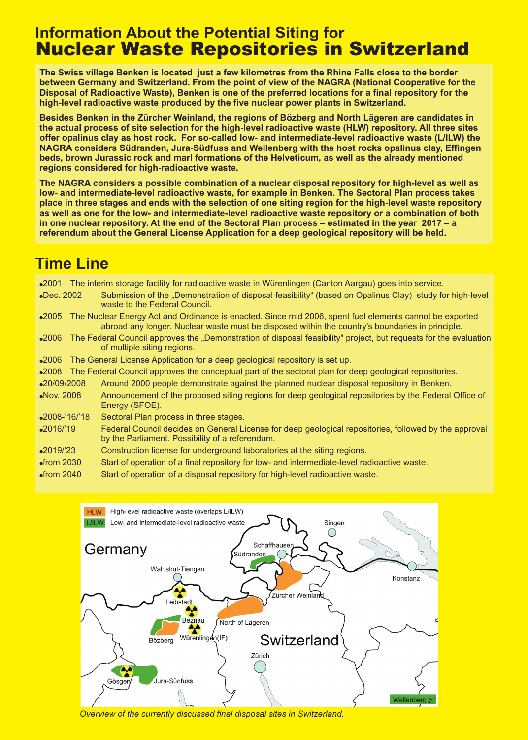# Information About the Potential Siting for Nuclear Waste Repositories in Switzerland

**The Swiss village Benken is located just a few kilometres from the Rhine Falls close to the border between Germany and Switzerland. From the point of view of the NAGRA (National Cooperative for the Disposal of Radioactive Waste), Benken is one of the preferred locations for a final repository for the high-level radioactive waste produced by the five nuclear power plants in Switzerland.**

**Besides Benken in the Zürcher Weinland, the regions of Bözberg and North Lägeren are candidates in the actual process of site selection for the high-level radioactive waste (HLW) repository. All three sites offer opalinus clay as host rock. For so-called low- and intermediate-level radioactive waste (L/ILW) the NAGRA considers Südranden, Jura-Südfuss and Wellenberg with the host rocks opalinus clay, Effingen beds, brown Jurassic rock and marl formations of the Helveticum, as well as the already mentioned regions considered for high-radioactive waste.**

**The NAGRA considers a possible combination of a nuclear disposal repository for high-level as well as low- and intermediate-level radioactive waste, for example in Benken. The Sectoral Plan process takes place in three stages and ends with the selection of one siting region for the high-level waste repository as well as one for the low- and intermediate-level radioactive waste repository or a combination of both in one nuclear repository. At the end of the Sectoral Plan process – estimated in the year 2017 – a referendum about the General License Application for a deep geological repository will be held.**

## Time Line

- 2001 The interim storage facility for radioactive waste in Würenlingen (Canton Aargau) goes into service.
- Dec. 2002 Submission of the „Demonstration of disposal feasibility" (based on Opalinus Clay) study for high-level waste to the Federal Council.
- 2005 The Nuclear Energy Act and Ordinance is enacted. Since mid 2006, spent fuel elements cannot be exported abroad any longer. Nuclear waste must be disposed within the country's boundaries in principle.
- 2006 The Federal Council approves the „Demonstration of disposal feasibility" project, but requests for the evaluation of multiple siting regions.
- 2006 The General License Application for a deep geological repository is set up.
- 2008 The Federal Council approves the conceptual part of the sectoral plan for deep geological repositories.
- 20/09/2008 Around 2000 people demonstrate against the planned nuclear disposal repository in Benken.
- Nov. 2008 Announcement of the proposed siting regions for deep geological repositories by the Federal Office of Energy (SFOE).
- 2008-'16/'18 Sectoral Plan process in three stages.
- 2016/'19 Federal Council decides on General License for deep geological repositories, followed by the approval by the Parliament. Possibility of a referendum.
- 2019/'23 Construction license for underground laboratories at the siting regions.
- from 2030 Start of operation of a final repository for low- and intermediate-level radioactive waste.
- from 2040 Start of operation of a disposal repository for high-level radioactive waste.

*Overview of the currently discussed final disposal sites in Switzerland.*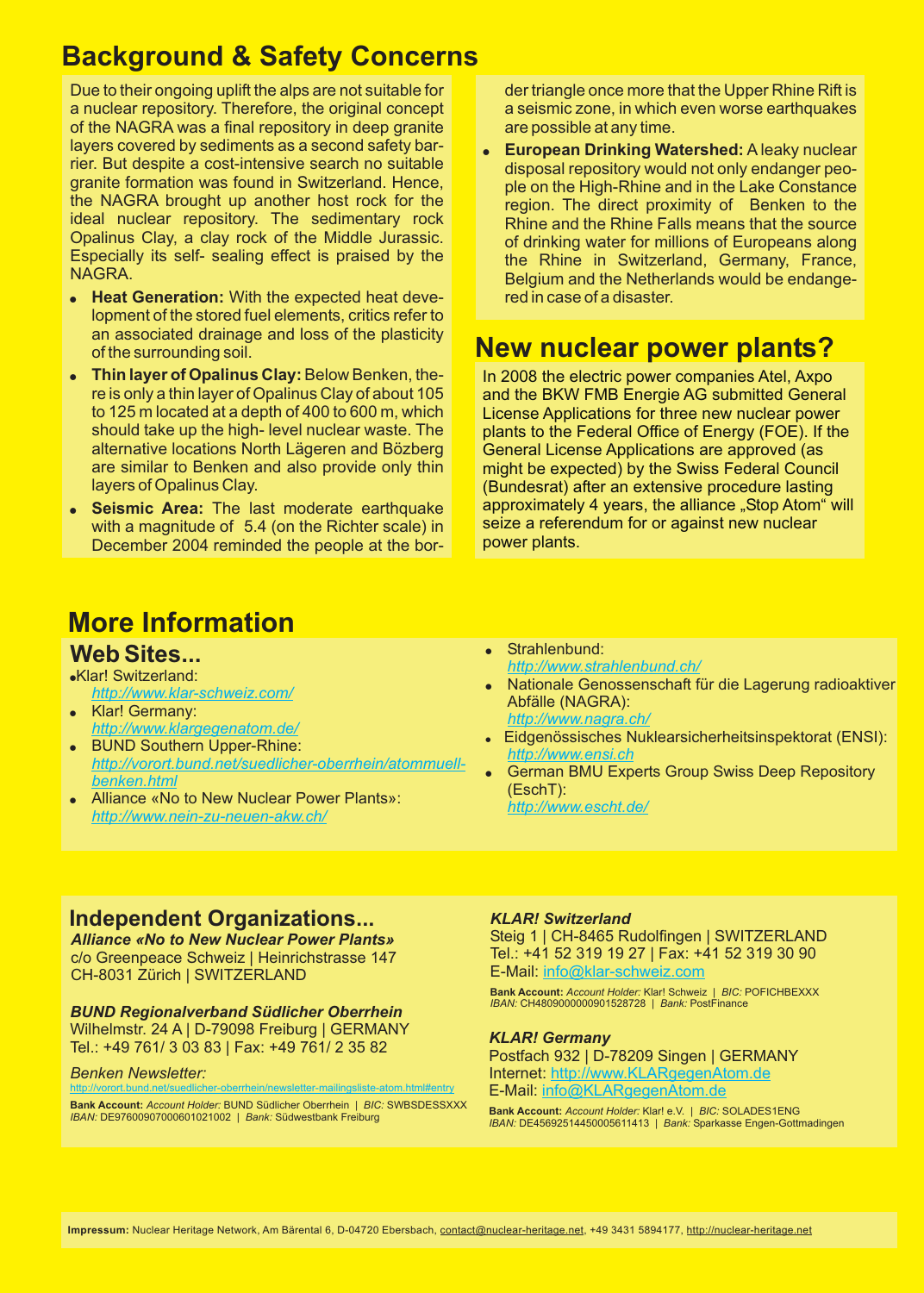# Background & Safety Concerns

Due to their ongoing uplift the alps are not suitable for a nuclear repository. Therefore, the original concept of the NAGRA was a final repository in deep granite layers covered by sediments as a second safety barrier. But despite a cost-intensive search no suitable granite formation was found in Switzerland. Hence, the NAGRA brought up another host rock for the ideal nuclear repository. The sedimentary rock Opalinus Clay, a clay rock of the Middle Jurassic. Especially its self- sealing effect is praised by the NAGRA.

- **Heat Generation:** With the expected heat development of the stored fuel elements, critics refer to an associated drainage and loss of the plasticity of the surrounding soil.
- **Thin layer of Opalinus Clay:** Below Benken, there is only a thin layer of Opalinus Clay of about 105 to 125 m located at a depth of 400 to 600 m, which should take up the high- level nuclear waste. The alternative locations North Lägeren and Bözberg are similar to Benken and also provide only thin layers of Opalinus Clay.
- **Seismic Area:** The last moderate earthquake with a magnitude of 5.4 (on the Richter scale) in December 2004 reminded the people at the border triangle once more that the Upper Rhine Rift is a seismic zone, in which even worse earthquakes are possible at any time.
- **European Drinking Watershed:** A leaky nuclear disposal repository would not only endanger people on the High-Rhine and in the Lake Constance region. The direct proximity of Benken to the Rhine and the Rhine Falls means that the source of drinking water for millions of Europeans along the Rhine in Switzerland, Germany, France, Belgium and the Netherlands would be endangered in case of a disaster.

# New nuclear power plants?

In 2008 the electric power companies Atel, Axpo and the BKW FMB Energie AG submitted General License Applications for three new nuclear power plants to the Federal Office of Energy (FOE). If the General License Applications are approved (as might be expected) by the Swiss Federal Council (Bundesrat) after an extensive procedure lasting approximately 4 years, the alliance „Stop Atom" will seize a referendum for or against new nuclear power plants.

# More Information

## Web Sites...

- Klar! Switzerland: *http://www.klar-schweiz.com/*
- Klar! Germany: *http://www.klargegenatom.de/*
- BUND Southern Upper-Rhine: *http://vorort.bund.net/suedlicher-oberrhein/atommuell-benken.html*
- Alliance «No to New Nuclear Power Plants»: *http://www.nein-zu-neuen-akw.ch/*
- Strahlenbund: *http://www.strahlenbund.ch/*
- Nationale Genossenschaft für die Lagerung radioaktiver Abfälle (NAGRA): *http://www.nagra.ch/*
- Eidgenössisches Nuklearsicherheitsinspektorat (ENSI): *http://www.ensi.ch*
- German BMU Experts Group Swiss Deep Repository (EschT): *http://www.escht.de/*

## Independent Organizations...

***Alliance «No to New Nuclear Power Plants»***
c/o Greenpeace Schweiz | Heinrichstrasse 147
CH-8031 Zürich | SWITZERLAND

***BUND Regionalverband Südlicher Oberrhein***
Wilhelmstr. 24 A | D-79098 Freiburg | GERMANY
Tel.: +49 761/ 3 03 83 | Fax: +49 761/ 2 35 82

*Benken Newsletter:*
http://vorort.bund.net/suedlicher-oberrhein/newsletter-mailingsliste-atom.html#entry

**Bank Account:** *Account Holder:* BUND Südlicher Oberrhein | *BIC:* SWBSDESSXXX
*IBAN:* DE97600907000601021002 | *Bank:* Südwestbank Freiburg

***KLAR! Switzerland***
Steig 1 | CH-8465 Rudolfingen | SWITZERLAND
Tel.: +41 52 319 19 27 | Fax: +41 52 319 30 90
E-Mail: info@klar-schweiz.com

**Bank Account:** *Account Holder:* Klar! Schweiz | *BIC:* POFICHBEXXX
*IBAN:* CH4809000000901528728 | *Bank:* PostFinance

***KLAR! Germany***
Postfach 932 | D-78209 Singen | GERMANY
Internet: http://www.KLARgegenAtom.de
E-Mail: info@KLARgegenAtom.de

**Bank Account:** *Account Holder:* Klar! e.V. | *BIC:* SOLADES1ENG
*IBAN:* DE45692514450005611413 | *Bank:* Sparkasse Engen-Gottmadingen

**Impressum:** Nuclear Heritage Network, Am Bärental 6, D-04720 Ebersbach, contact@nuclear-heritage.net, +49 3431 5894177, http://nuclear-heritage.net